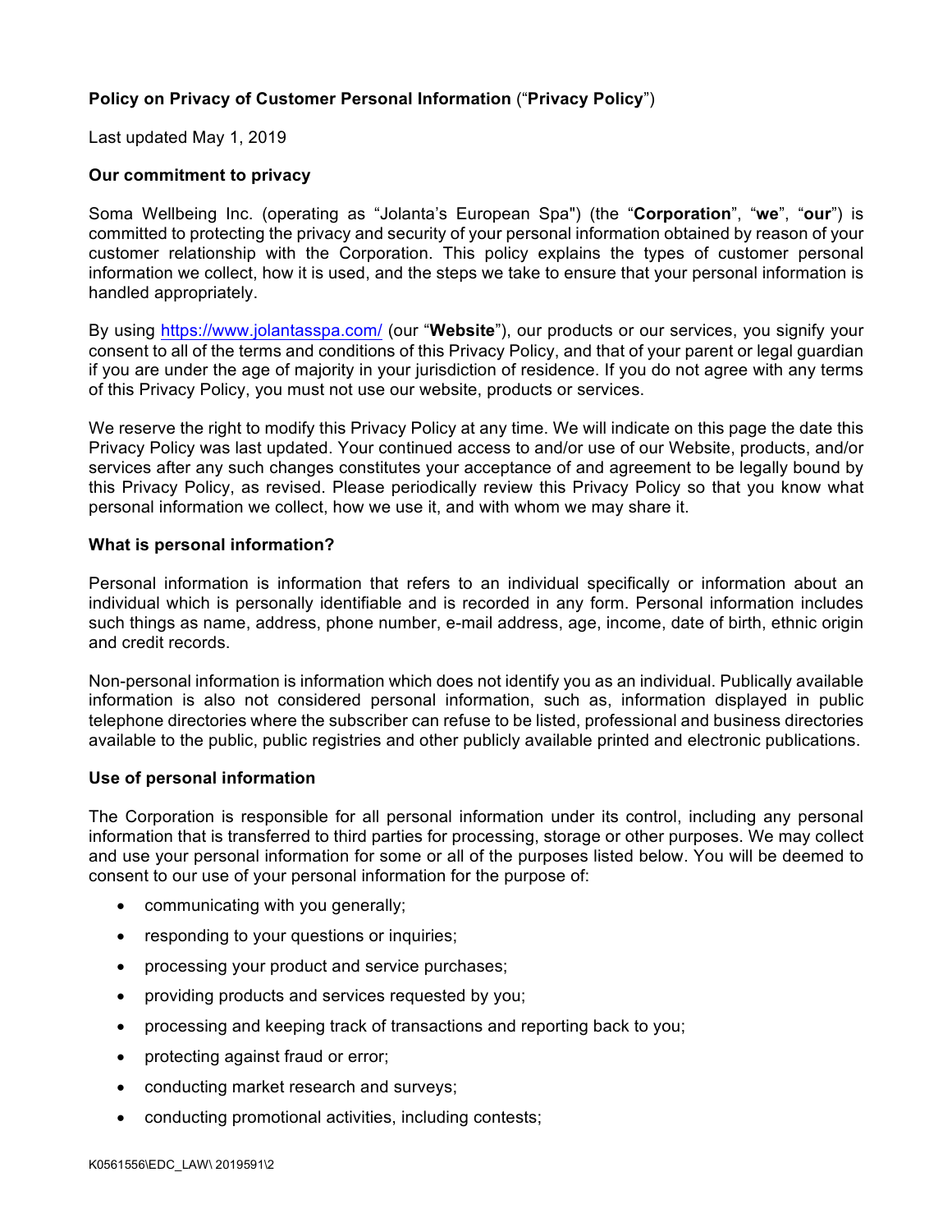**Policy on Privacy of Customer Personal Information** ("**Privacy Policy**")

Last updated May 1, 2019

**Our commitment to privacy**

Soma Wellbeing Inc. (operating as "Jolanta's European Spa") (the "**Corporation**", "**we**", "**our**") is committed to protecting the privacy and security of your personal information obtained by reason of your customer relationship with the Corporation. This policy explains the types of customer personal information we collect, how it is used, and the steps we take to ensure that your personal information is handled appropriately.

By using https://www.jolantasspa.com/ (our "**Website**"), our products or our services, you signify your consent to all of the terms and conditions of this Privacy Policy, and that of your parent or legal guardian if you are under the age of majority in your jurisdiction of residence. If you do not agree with any terms of this Privacy Policy, you must not use our website, products or services.

We reserve the right to modify this Privacy Policy at any time. We will indicate on this page the date this Privacy Policy was last updated. Your continued access to and/or use of our Website, products, and/or services after any such changes constitutes your acceptance of and agreement to be legally bound by this Privacy Policy, as revised. Please periodically review this Privacy Policy so that you know what personal information we collect, how we use it, and with whom we may share it.

**What is personal information?**

Personal information is information that refers to an individual specifically or information about an individual which is personally identifiable and is recorded in any form. Personal information includes such things as name, address, phone number, e-mail address, age, income, date of birth, ethnic origin and credit records.

Non-personal information is information which does not identify you as an individual. Publically available information is also not considered personal information, such as, information displayed in public telephone directories where the subscriber can refuse to be listed, professional and business directories available to the public, public registries and other publicly available printed and electronic publications.

**Use of personal information**

The Corporation is responsible for all personal information under its control, including any personal information that is transferred to third parties for processing, storage or other purposes. We may collect and use your personal information for some or all of the purposes listed below. You will be deemed to consent to our use of your personal information for the purpose of:

- communicating with you generally;
- responding to your questions or inquiries;
- processing your product and service purchases;
- providing products and services requested by you;
- processing and keeping track of transactions and reporting back to you;
- protecting against fraud or error;
- conducting market research and surveys;
- conducting promotional activities, including contests;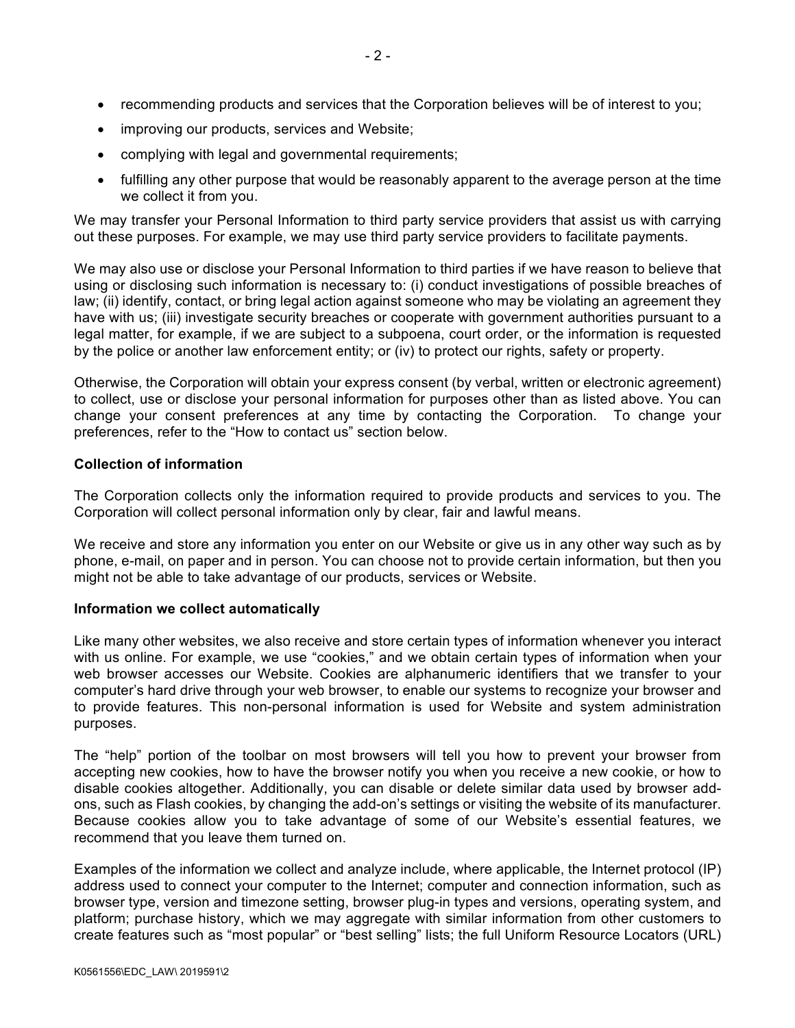- recommending products and services that the Corporation believes will be of interest to you;
- improving our products, services and Website;
- complying with legal and governmental requirements;
- fulfilling any other purpose that would be reasonably apparent to the average person at the time we collect it from you.

We may transfer your Personal Information to third party service providers that assist us with carrying out these purposes. For example, we may use third party service providers to facilitate payments.

We may also use or disclose your Personal Information to third parties if we have reason to believe that using or disclosing such information is necessary to: (i) conduct investigations of possible breaches of law; (ii) identify, contact, or bring legal action against someone who may be violating an agreement they have with us; (iii) investigate security breaches or cooperate with government authorities pursuant to a legal matter, for example, if we are subject to a subpoena, court order, or the information is requested by the police or another law enforcement entity; or (iv) to protect our rights, safety or property.

Otherwise, the Corporation will obtain your express consent (by verbal, written or electronic agreement) to collect, use or disclose your personal information for purposes other than as listed above. You can change your consent preferences at any time by contacting the Corporation. To change your preferences, refer to the "How to contact us" section below.

**Collection of information**

The Corporation collects only the information required to provide products and services to you. The Corporation will collect personal information only by clear, fair and lawful means.

We receive and store any information you enter on our Website or give us in any other way such as by phone, e-mail, on paper and in person. You can choose not to provide certain information, but then you might not be able to take advantage of our products, services or Website.

**Information we collect automatically**

Like many other websites, we also receive and store certain types of information whenever you interact with us online. For example, we use "cookies," and we obtain certain types of information when your web browser accesses our Website. Cookies are alphanumeric identifiers that we transfer to your computer's hard drive through your web browser, to enable our systems to recognize your browser and to provide features. This non-personal information is used for Website and system administration purposes.

The "help" portion of the toolbar on most browsers will tell you how to prevent your browser from accepting new cookies, how to have the browser notify you when you receive a new cookie, or how to disable cookies altogether. Additionally, you can disable or delete similar data used by browser add-ons, such as Flash cookies, by changing the add-on's settings or visiting the website of its manufacturer. Because cookies allow you to take advantage of some of our Website's essential features, we recommend that you leave them turned on.

Examples of the information we collect and analyze include, where applicable, the Internet protocol (IP) address used to connect your computer to the Internet; computer and connection information, such as browser type, version and timezone setting, browser plug-in types and versions, operating system, and platform; purchase history, which we may aggregate with similar information from other customers to create features such as "most popular" or "best selling" lists; the full Uniform Resource Locators (URL)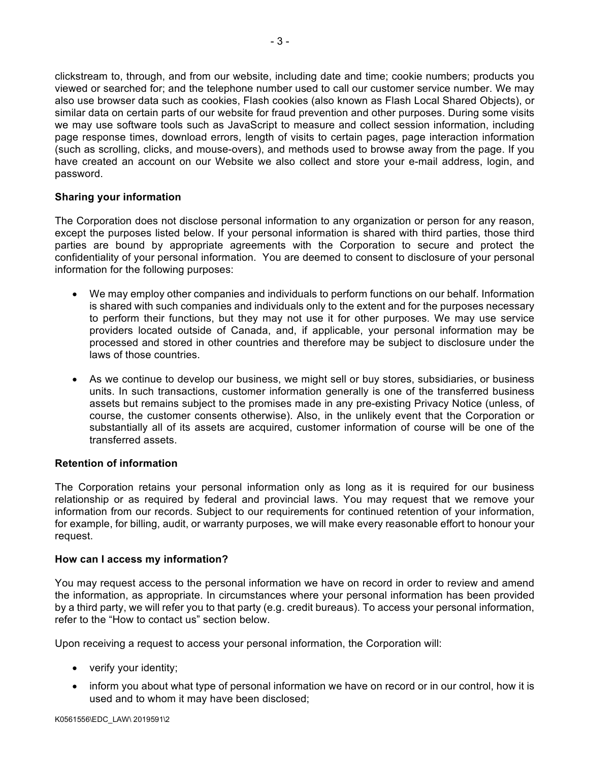clickstream to, through, and from our website, including date and time; cookie numbers; products you viewed or searched for; and the telephone number used to call our customer service number. We may also use browser data such as cookies, Flash cookies (also known as Flash Local Shared Objects), or similar data on certain parts of our website for fraud prevention and other purposes. During some visits we may use software tools such as JavaScript to measure and collect session information, including page response times, download errors, length of visits to certain pages, page interaction information (such as scrolling, clicks, and mouse-overs), and methods used to browse away from the page. If you have created an account on our Website we also collect and store your e-mail address, login, and password.

**Sharing your information**

The Corporation does not disclose personal information to any organization or person for any reason, except the purposes listed below. If your personal information is shared with third parties, those third parties are bound by appropriate agreements with the Corporation to secure and protect the confidentiality of your personal information. You are deemed to consent to disclosure of your personal information for the following purposes:

- We may employ other companies and individuals to perform functions on our behalf. Information is shared with such companies and individuals only to the extent and for the purposes necessary to perform their functions, but they may not use it for other purposes. We may use service providers located outside of Canada, and, if applicable, your personal information may be processed and stored in other countries and therefore may be subject to disclosure under the laws of those countries.

- As we continue to develop our business, we might sell or buy stores, subsidiaries, or business units. In such transactions, customer information generally is one of the transferred business assets but remains subject to the promises made in any pre-existing Privacy Notice (unless, of course, the customer consents otherwise). Also, in the unlikely event that the Corporation or substantially all of its assets are acquired, customer information of course will be one of the transferred assets.

**Retention of information**

The Corporation retains your personal information only as long as it is required for our business relationship or as required by federal and provincial laws. You may request that we remove your information from our records. Subject to our requirements for continued retention of your information, for example, for billing, audit, or warranty purposes, we will make every reasonable effort to honour your request.

**How can I access my information?**

You may request access to the personal information we have on record in order to review and amend the information, as appropriate. In circumstances where your personal information has been provided by a third party, we will refer you to that party (e.g. credit bureaus). To access your personal information, refer to the "How to contact us" section below.

Upon receiving a request to access your personal information, the Corporation will:

- verify your identity;
- inform you about what type of personal information we have on record or in our control, how it is used and to whom it may have been disclosed;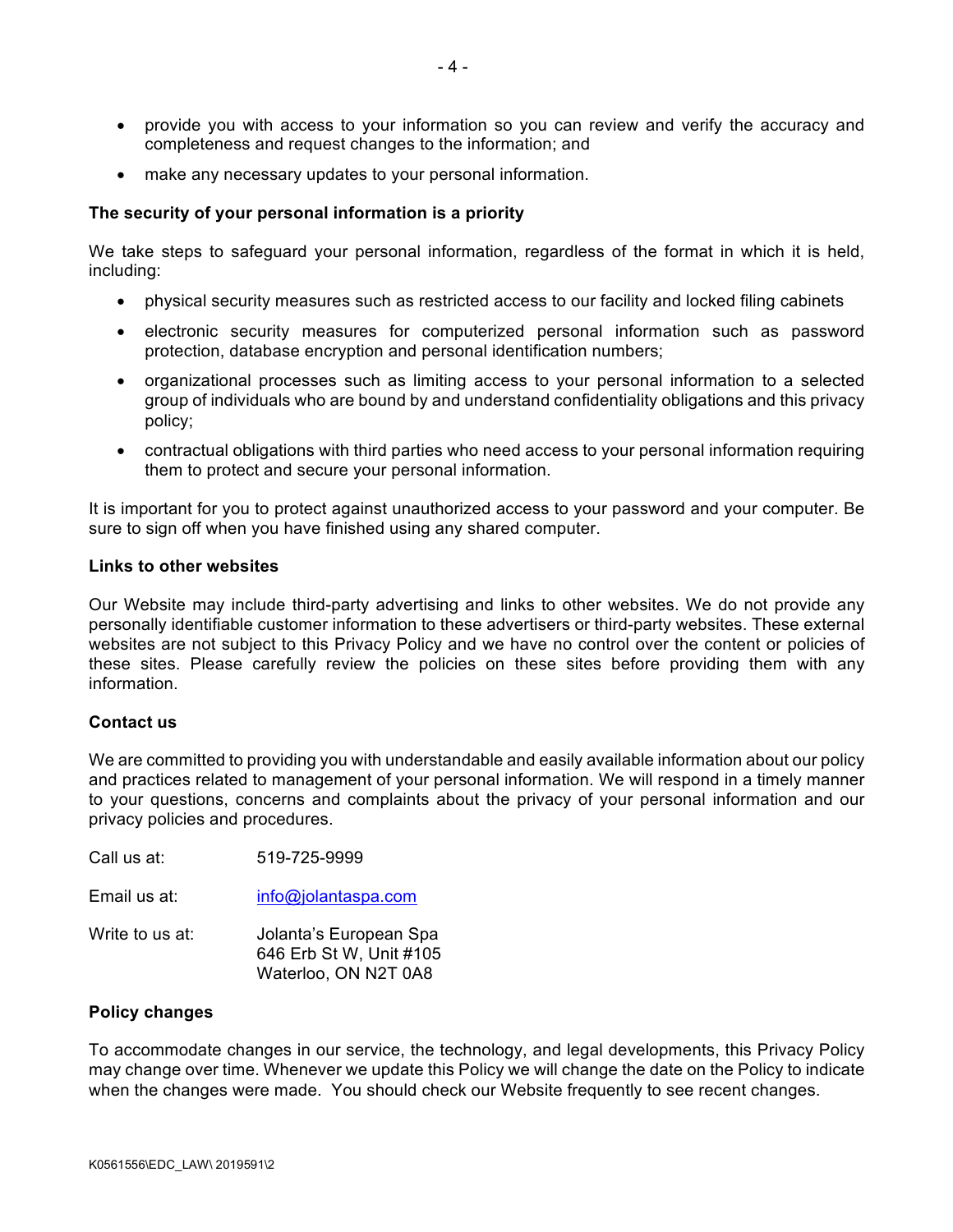- provide you with access to your information so you can review and verify the accuracy and completeness and request changes to the information; and
- make any necessary updates to your personal information.

**The security of your personal information is a priority**

We take steps to safeguard your personal information, regardless of the format in which it is held, including:

- physical security measures such as restricted access to our facility and locked filing cabinets
- electronic security measures for computerized personal information such as password protection, database encryption and personal identification numbers;
- organizational processes such as limiting access to your personal information to a selected group of individuals who are bound by and understand confidentiality obligations and this privacy policy;
- contractual obligations with third parties who need access to your personal information requiring them to protect and secure your personal information.

It is important for you to protect against unauthorized access to your password and your computer. Be sure to sign off when you have finished using any shared computer.

**Links to other websites**

Our Website may include third-party advertising and links to other websites. We do not provide any personally identifiable customer information to these advertisers or third-party websites. These external websites are not subject to this Privacy Policy and we have no control over the content or policies of these sites. Please carefully review the policies on these sites before providing them with any information.

**Contact us**

We are committed to providing you with understandable and easily available information about our policy and practices related to management of your personal information. We will respond in a timely manner to your questions, concerns and complaints about the privacy of your personal information and our privacy policies and procedures.

| | |
|---|---|
| Call us at: | 519-725-9999 |
| Email us at: | info@jolantaspa.com |
| Write to us at: | Jolanta's European Spa<br>646 Erb St W, Unit #105<br>Waterloo, ON N2T 0A8 |

**Policy changes**

To accommodate changes in our service, the technology, and legal developments, this Privacy Policy may change over time. Whenever we update this Policy we will change the date on the Policy to indicate when the changes were made. You should check our Website frequently to see recent changes.

K0561556\EDC_LAW\ 2019591\2